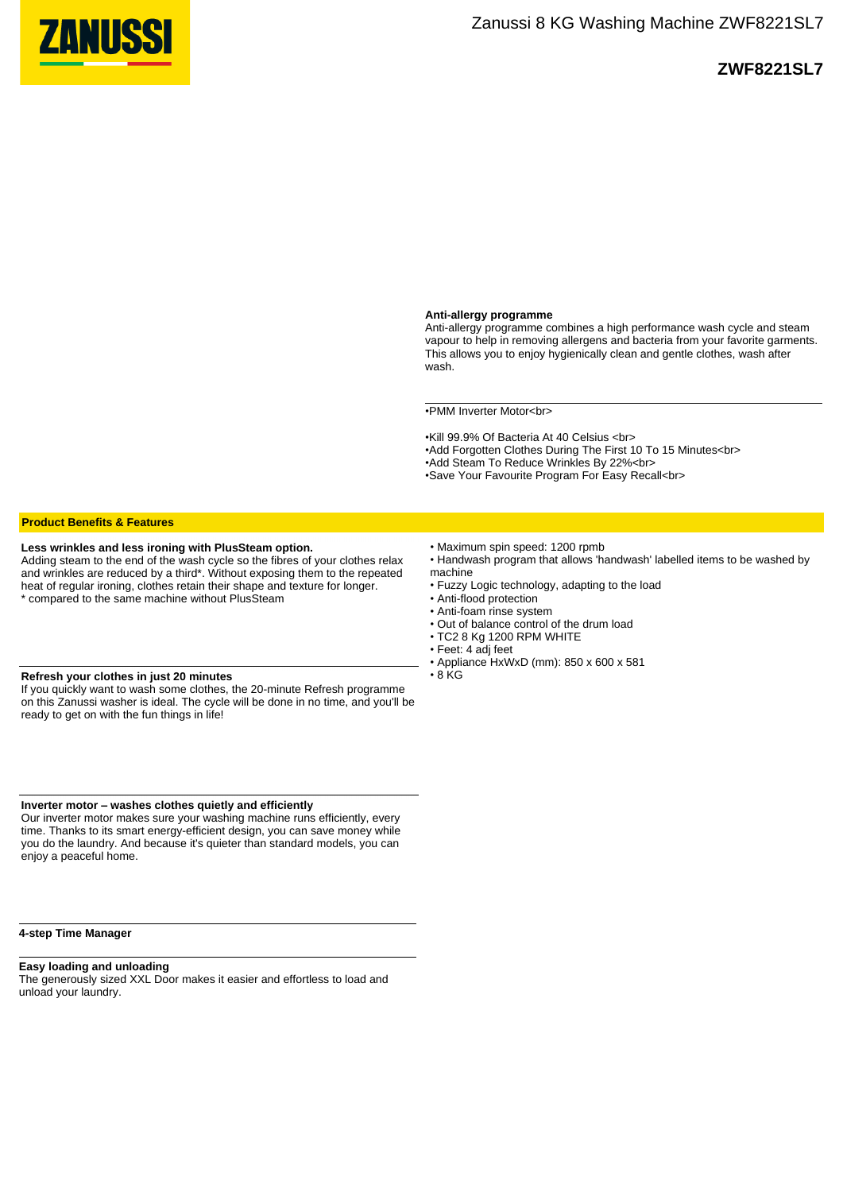ZANUSSI

# Zanussi 8 KG Washing Machine ZWF8221SL7

## ZWF8221SL7

**Anti-allergy programme**
Anti-allergy programme combines a high performance wash cycle and steam vapour to help in removing allergens and bacteria from your favorite garments. This allows you to enjoy hygienically clean and gentle clothes, wash after wash.

•PMM Inverter Motor<br>

•Kill 99.9% Of Bacteria At 40 Celsius <br>
•Add Forgotten Clothes During The First 10 To 15 Minutes<br>
•Add Steam To Reduce Wrinkles By 22%<br>
•Save Your Favourite Program For Easy Recall<br>

### Product Benefits & Features

**Less wrinkles and less ironing with PlusSteam option.**
Adding steam to the end of the wash cycle so the fibres of your clothes relax and wrinkles are reduced by a third*. Without exposing them to the repeated heat of regular ironing, clothes retain their shape and texture for longer.
* compared to the same machine without PlusSteam

**Refresh your clothes in just 20 minutes**
If you quickly want to wash some clothes, the 20-minute Refresh programme on this Zanussi washer is ideal. The cycle will be done in no time, and you'll be ready to get on with the fun things in life!

**Inverter motor – washes clothes quietly and efficiently**
Our inverter motor makes sure your washing machine runs efficiently, every time. Thanks to its smart energy-efficient design, you can save money while you do the laundry. And because it's quieter than standard models, you can enjoy a peaceful home.

**4-step Time Manager**

**Easy loading and unloading**
The generously sized XXL Door makes it easier and effortless to load and unload your laundry.

- Maximum spin speed: 1200 rpmb
- Handwash program that allows 'handwash' labelled items to be washed by machine
- Fuzzy Logic technology, adapting to the load
- Anti-flood protection
- Anti-foam rinse system
- Out of balance control of the drum load
- TC2 8 Kg 1200 RPM WHITE
- Feet: 4 adj feet
- Appliance HxWxD (mm): 850 x 600 x 581
- 8 KG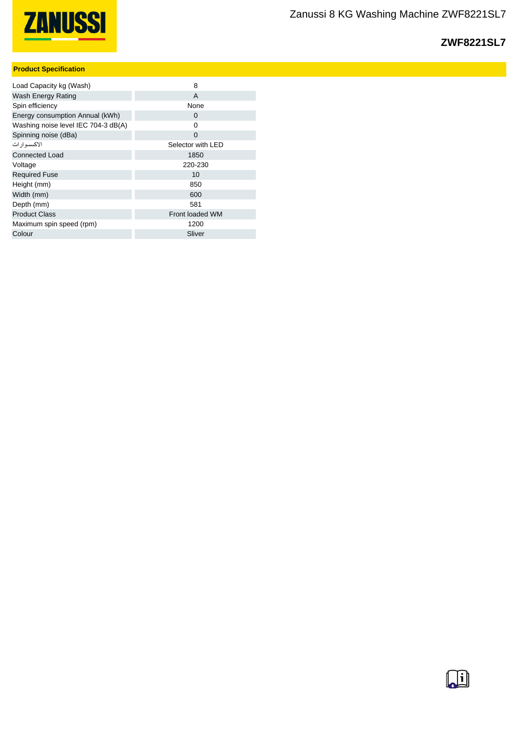Zanussi 8 KG Washing Machine ZWF8221SL7

**ZWF8221SL7**

## Product Specification

| | |
|---|---|
| Load Capacity kg (Wash) | 8 |
| Wash Energy Rating | A |
| Spin efficiency | None |
| Energy consumption Annual (kWh) | 0 |
| Washing noise level IEC 704-3 dB(A) | 0 |
| Spinning noise (dBa) | 0 |
| الاكسسوارات | Selector with LED |
| Connected Load | 1850 |
| Voltage | 220-230 |
| Required Fuse | 10 |
| Height (mm) | 850 |
| Width (mm) | 600 |
| Depth (mm) | 581 |
| Product Class | Front loaded WM |
| Maximum spin speed (rpm) | 1200 |
| Colour | Sliver |